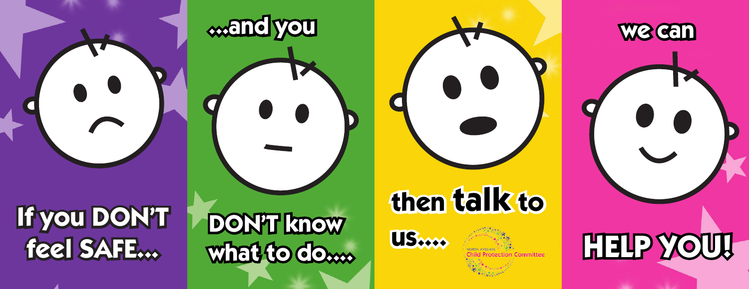If you DON'T feel SAFE...

...and you DON'T know what to do....

then **talk** to us....

NORTH AYRSHIRE Child Protection Committee

we can HELP YOU!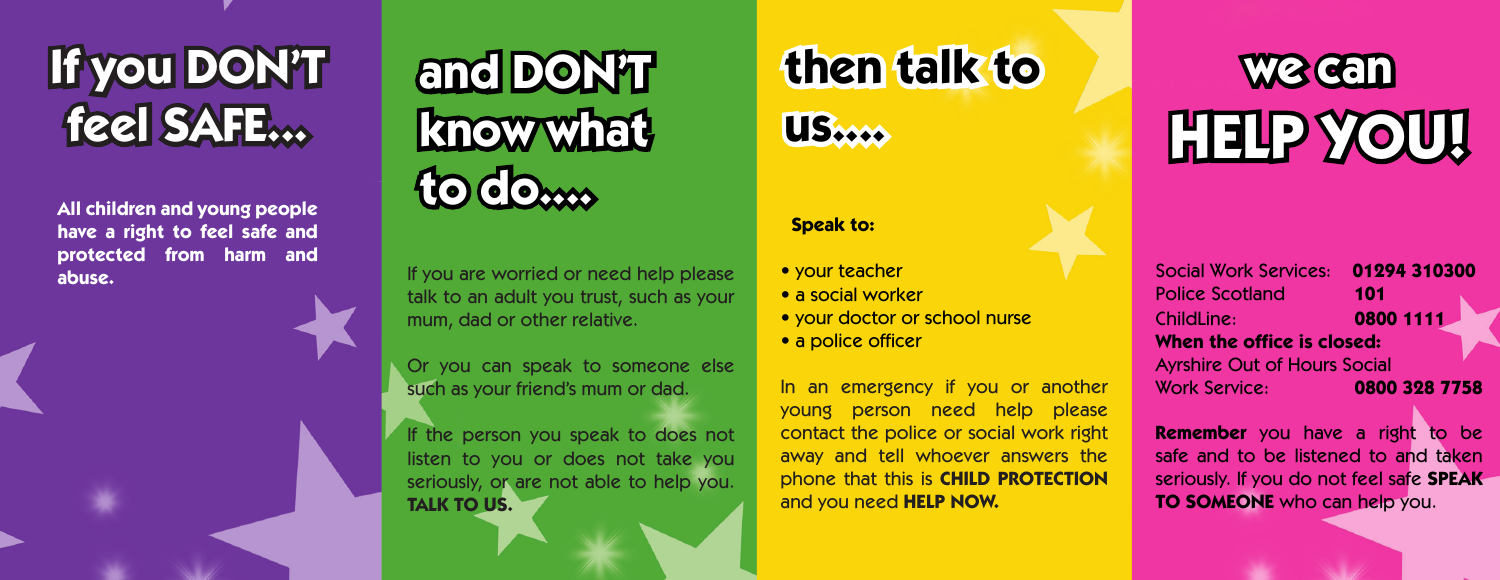# If you DON'T feel SAFE...

**All children and young people have a right to feel safe and protected from harm and abuse.**

# and DON'T know what to do....

If you are worried or need help please talk to an adult you trust, such as your mum, dad or other relative.

Or you can speak to someone else such as your friend's mum or dad.

If the person you speak to does not listen to you or does not take you seriously, or are not able to help you. **TALK TO US.**

# then talk to us....

**Speak to:**

- your teacher
- a social worker
- your doctor or school nurse
- a police officer

In an emergency if you or another young person need help please contact the police or social work right away and tell whoever answers the phone that this is **CHILD PROTECTION** and you need **HELP NOW.**

# we can HELP YOU!

| | |
|---|---|
| Social Work Services: | **01294 310300** |
| Police Scotland | **101** |
| ChildLine: | **0800 1111** |
| **When the office is closed:** | |
| Ayrshire Out of Hours Social Work Service: | **0800 328 7758** |

**Remember** you have a right to be safe and to be listened to and taken seriously. If you do not feel safe **SPEAK TO SOMEONE** who can help you.